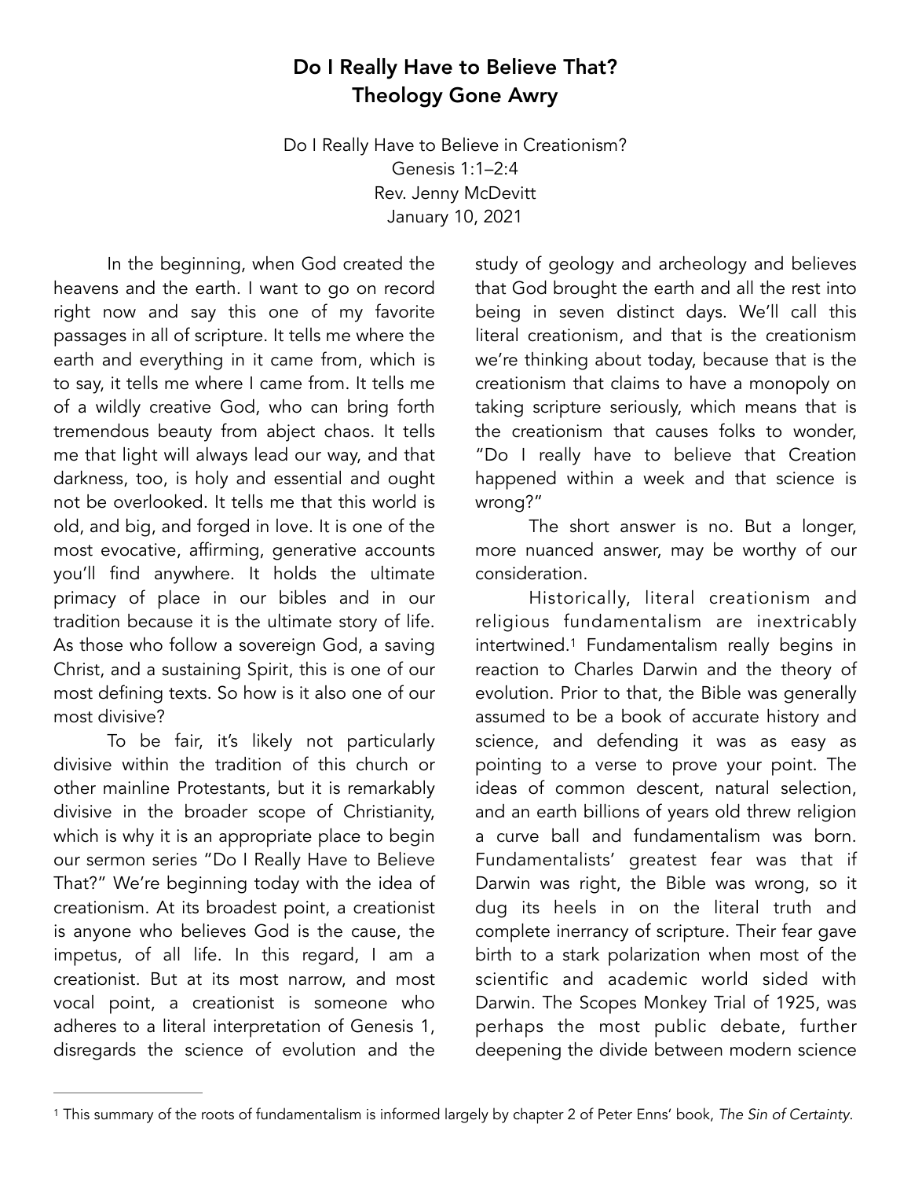# Do I Really Have to Believe That?
# Theology Gone Awry

Do I Really Have to Believe in Creationism?
Genesis 1:1–2:4
Rev. Jenny McDevitt
January 10, 2021

In the beginning, when God created the heavens and the earth. I want to go on record right now and say this one of my favorite passages in all of scripture. It tells me where the earth and everything in it came from, which is to say, it tells me where I came from. It tells me of a wildly creative God, who can bring forth tremendous beauty from abject chaos. It tells me that light will always lead our way, and that darkness, too, is holy and essential and ought not be overlooked. It tells me that this world is old, and big, and forged in love. It is one of the most evocative, affirming, generative accounts you'll find anywhere. It holds the ultimate primacy of place in our bibles and in our tradition because it is the ultimate story of life. As those who follow a sovereign God, a saving Christ, and a sustaining Spirit, this is one of our most defining texts. So how is it also one of our most divisive?

To be fair, it's likely not particularly divisive within the tradition of this church or other mainline Protestants, but it is remarkably divisive in the broader scope of Christianity, which is why it is an appropriate place to begin our sermon series "Do I Really Have to Believe That?" We're beginning today with the idea of creationism. At its broadest point, a creationist is anyone who believes God is the cause, the impetus, of all life. In this regard, I am a creationist. But at its most narrow, and most vocal point, a creationist is someone who adheres to a literal interpretation of Genesis 1, disregards the science of evolution and the study of geology and archeology and believes that God brought the earth and all the rest into being in seven distinct days. We'll call this literal creationism, and that is the creationism we're thinking about today, because that is the creationism that claims to have a monopoly on taking scripture seriously, which means that is the creationism that causes folks to wonder, "Do I really have to believe that Creation happened within a week and that science is wrong?"

The short answer is no. But a longer, more nuanced answer, may be worthy of our consideration.

Historically, literal creationism and religious fundamentalism are inextricably intertwined.[1] Fundamentalism really begins in reaction to Charles Darwin and the theory of evolution. Prior to that, the Bible was generally assumed to be a book of accurate history and science, and defending it was as easy as pointing to a verse to prove your point. The ideas of common descent, natural selection, and an earth billions of years old threw religion a curve ball and fundamentalism was born. Fundamentalists' greatest fear was that if Darwin was right, the Bible was wrong, so it dug its heels in on the literal truth and complete inerrancy of scripture. Their fear gave birth to a stark polarization when most of the scientific and academic world sided with Darwin. The Scopes Monkey Trial of 1925, was perhaps the most public debate, further deepening the divide between modern science

---

[1] This summary of the roots of fundamentalism is informed largely by chapter 2 of Peter Enns' book, *The Sin of Certainty*.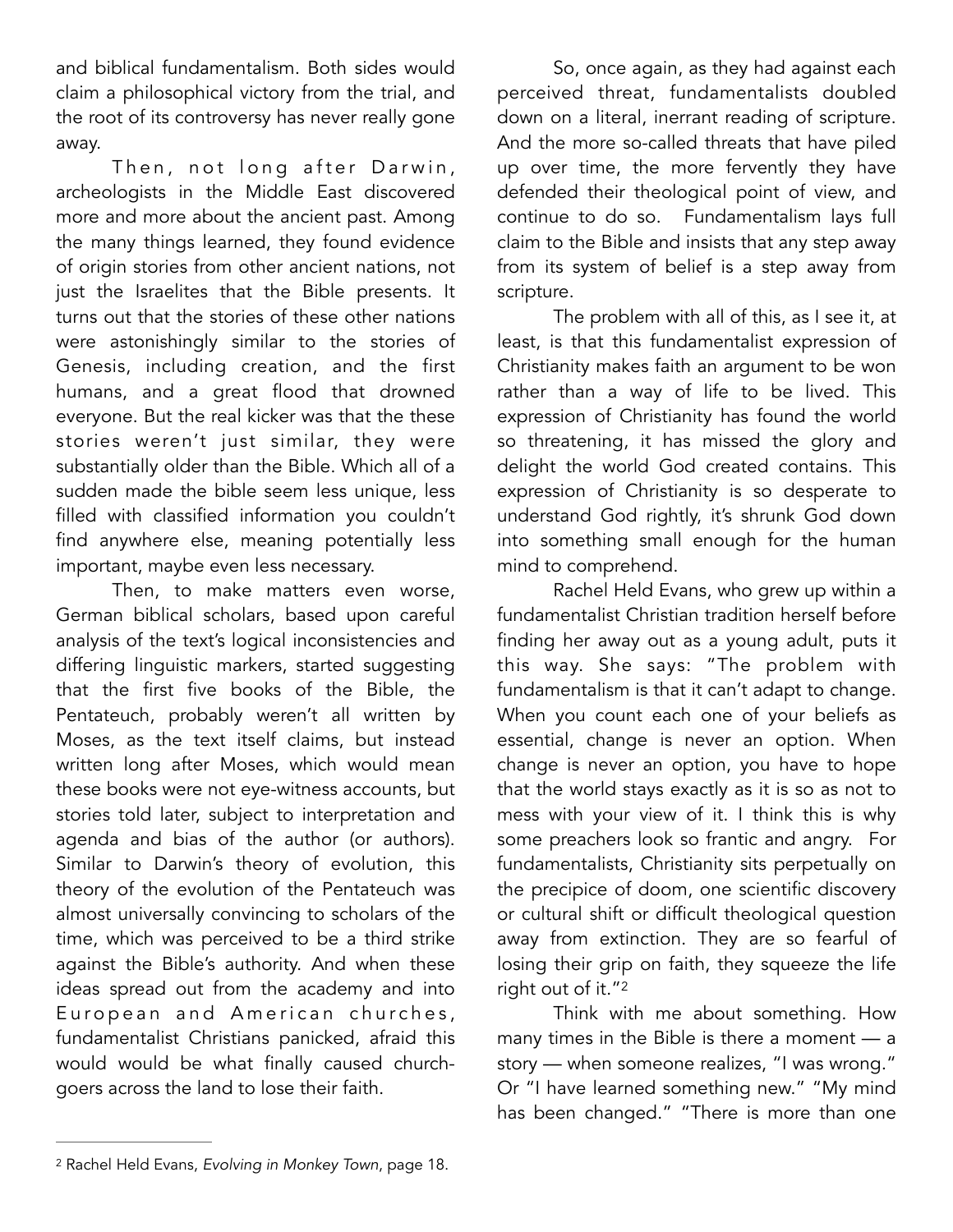and biblical fundamentalism. Both sides would claim a philosophical victory from the trial, and the root of its controversy has never really gone away.

Then, not long after Darwin, archeologists in the Middle East discovered more and more about the ancient past. Among the many things learned, they found evidence of origin stories from other ancient nations, not just the Israelites that the Bible presents. It turns out that the stories of these other nations were astonishingly similar to the stories of Genesis, including creation, and the first humans, and a great flood that drowned everyone. But the real kicker was that the these stories weren't just similar, they were substantially older than the Bible. Which all of a sudden made the bible seem less unique, less filled with classified information you couldn't find anywhere else, meaning potentially less important, maybe even less necessary.

Then, to make matters even worse, German biblical scholars, based upon careful analysis of the text's logical inconsistencies and differing linguistic markers, started suggesting that the first five books of the Bible, the Pentateuch, probably weren't all written by Moses, as the text itself claims, but instead written long after Moses, which would mean these books were not eye-witness accounts, but stories told later, subject to interpretation and agenda and bias of the author (or authors). Similar to Darwin's theory of evolution, this theory of the evolution of the Pentateuch was almost universally convincing to scholars of the time, which was perceived to be a third strike against the Bible's authority. And when these ideas spread out from the academy and into European and American churches, fundamentalist Christians panicked, afraid this would would be what finally caused church-goers across the land to lose their faith.

So, once again, as they had against each perceived threat, fundamentalists doubled down on a literal, inerrant reading of scripture. And the more so-called threats that have piled up over time, the more fervently they have defended their theological point of view, and continue to do so. Fundamentalism lays full claim to the Bible and insists that any step away from its system of belief is a step away from scripture.

The problem with all of this, as I see it, at least, is that this fundamentalist expression of Christianity makes faith an argument to be won rather than a way of life to be lived. This expression of Christianity has found the world so threatening, it has missed the glory and delight the world God created contains. This expression of Christianity is so desperate to understand God rightly, it's shrunk God down into something small enough for the human mind to comprehend.

Rachel Held Evans, who grew up within a fundamentalist Christian tradition herself before finding her away out as a young adult, puts it this way. She says: "The problem with fundamentalism is that it can't adapt to change. When you count each one of your beliefs as essential, change is never an option. When change is never an option, you have to hope that the world stays exactly as it is so as not to mess with your view of it. I think this is why some preachers look so frantic and angry. For fundamentalists, Christianity sits perpetually on the precipice of doom, one scientific discovery or cultural shift or difficult theological question away from extinction. They are so fearful of losing their grip on faith, they squeeze the life right out of it."[2]

Think with me about something. How many times in the Bible is there a moment — a story — when someone realizes, "I was wrong." Or "I have learned something new." "My mind has been changed." "There is more than one

---

[2] Rachel Held Evans, *Evolving in Monkey Town*, page 18.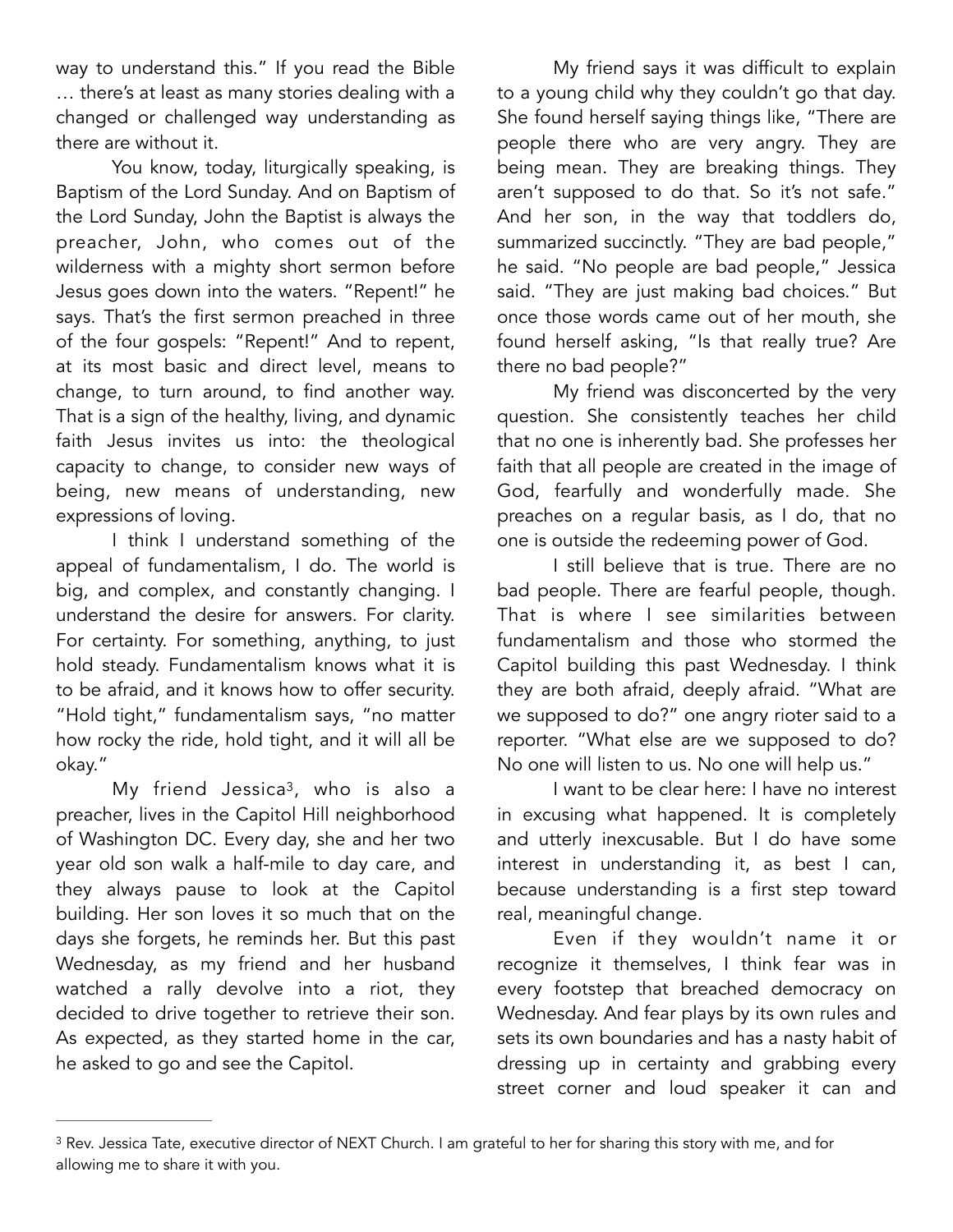way to understand this." If you read the Bible … there's at least as many stories dealing with a changed or challenged way understanding as there are without it.

You know, today, liturgically speaking, is Baptism of the Lord Sunday. And on Baptism of the Lord Sunday, John the Baptist is always the preacher, John, who comes out of the wilderness with a mighty short sermon before Jesus goes down into the waters. "Repent!" he says. That's the first sermon preached in three of the four gospels: "Repent!" And to repent, at its most basic and direct level, means to change, to turn around, to find another way. That is a sign of the healthy, living, and dynamic faith Jesus invites us into: the theological capacity to change, to consider new ways of being, new means of understanding, new expressions of loving.

I think I understand something of the appeal of fundamentalism, I do. The world is big, and complex, and constantly changing. I understand the desire for answers. For clarity. For certainty. For something, anything, to just hold steady. Fundamentalism knows what it is to be afraid, and it knows how to offer security. "Hold tight," fundamentalism says, "no matter how rocky the ride, hold tight, and it will all be okay."

My friend Jessica[3], who is also a preacher, lives in the Capitol Hill neighborhood of Washington DC. Every day, she and her two year old son walk a half-mile to day care, and they always pause to look at the Capitol building. Her son loves it so much that on the days she forgets, he reminds her. But this past Wednesday, as my friend and her husband watched a rally devolve into a riot, they decided to drive together to retrieve their son. As expected, as they started home in the car, he asked to go and see the Capitol.

My friend says it was difficult to explain to a young child why they couldn't go that day. She found herself saying things like, "There are people there who are very angry. They are being mean. They are breaking things. They aren't supposed to do that. So it's not safe." And her son, in the way that toddlers do, summarized succinctly. "They are bad people," he said. "No people are bad people," Jessica said. "They are just making bad choices." But once those words came out of her mouth, she found herself asking, "Is that really true? Are there no bad people?"

My friend was disconcerted by the very question. She consistently teaches her child that no one is inherently bad. She professes her faith that all people are created in the image of God, fearfully and wonderfully made. She preaches on a regular basis, as I do, that no one is outside the redeeming power of God.

I still believe that is true. There are no bad people. There are fearful people, though. That is where I see similarities between fundamentalism and those who stormed the Capitol building this past Wednesday. I think they are both afraid, deeply afraid. "What are we supposed to do?" one angry rioter said to a reporter. "What else are we supposed to do? No one will listen to us. No one will help us."

I want to be clear here: I have no interest in excusing what happened. It is completely and utterly inexcusable. But I do have some interest in understanding it, as best I can, because understanding is a first step toward real, meaningful change.

Even if they wouldn't name it or recognize it themselves, I think fear was in every footstep that breached democracy on Wednesday. And fear plays by its own rules and sets its own boundaries and has a nasty habit of dressing up in certainty and grabbing every street corner and loud speaker it can and

---

[3] Rev. Jessica Tate, executive director of NEXT Church. I am grateful to her for sharing this story with me, and for allowing me to share it with you.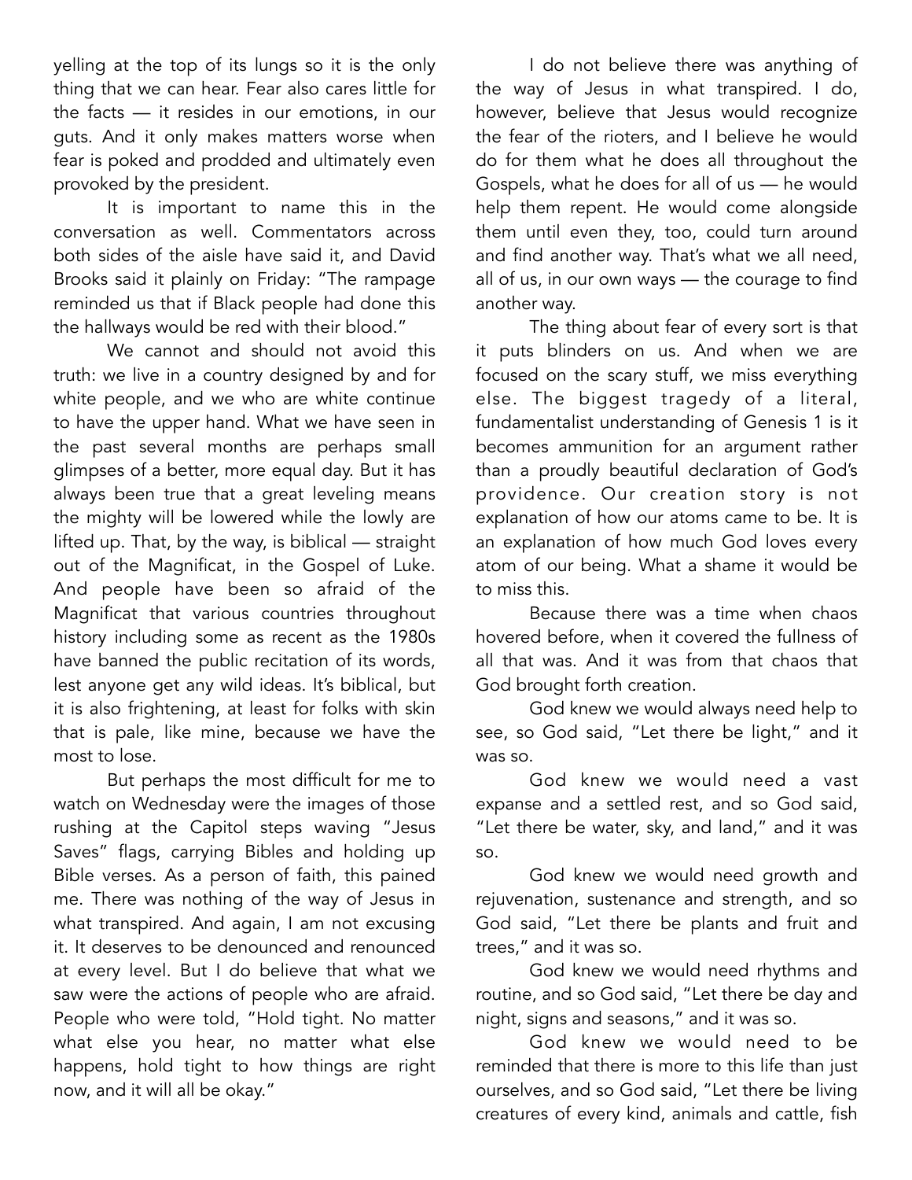yelling at the top of its lungs so it is the only thing that we can hear. Fear also cares little for the facts — it resides in our emotions, in our guts. And it only makes matters worse when fear is poked and prodded and ultimately even provoked by the president.

It is important to name this in the conversation as well. Commentators across both sides of the aisle have said it, and David Brooks said it plainly on Friday: "The rampage reminded us that if Black people had done this the hallways would be red with their blood."

We cannot and should not avoid this truth: we live in a country designed by and for white people, and we who are white continue to have the upper hand. What we have seen in the past several months are perhaps small glimpses of a better, more equal day. But it has always been true that a great leveling means the mighty will be lowered while the lowly are lifted up. That, by the way, is biblical — straight out of the Magnificat, in the Gospel of Luke. And people have been so afraid of the Magnificat that various countries throughout history including some as recent as the 1980s have banned the public recitation of its words, lest anyone get any wild ideas. It's biblical, but it is also frightening, at least for folks with skin that is pale, like mine, because we have the most to lose.

But perhaps the most difficult for me to watch on Wednesday were the images of those rushing at the Capitol steps waving "Jesus Saves" flags, carrying Bibles and holding up Bible verses. As a person of faith, this pained me. There was nothing of the way of Jesus in what transpired. And again, I am not excusing it. It deserves to be denounced and renounced at every level. But I do believe that what we saw were the actions of people who are afraid. People who were told, "Hold tight. No matter what else you hear, no matter what else happens, hold tight to how things are right now, and it will all be okay."

I do not believe there was anything of the way of Jesus in what transpired. I do, however, believe that Jesus would recognize the fear of the rioters, and I believe he would do for them what he does all throughout the Gospels, what he does for all of us — he would help them repent. He would come alongside them until even they, too, could turn around and find another way. That's what we all need, all of us, in our own ways — the courage to find another way.

The thing about fear of every sort is that it puts blinders on us. And when we are focused on the scary stuff, we miss everything else. The biggest tragedy of a literal, fundamentalist understanding of Genesis 1 is it becomes ammunition for an argument rather than a proudly beautiful declaration of God's providence. Our creation story is not explanation of how our atoms came to be. It is an explanation of how much God loves every atom of our being. What a shame it would be to miss this.

Because there was a time when chaos hovered before, when it covered the fullness of all that was. And it was from that chaos that God brought forth creation.

God knew we would always need help to see, so God said, "Let there be light," and it was so.

God knew we would need a vast expanse and a settled rest, and so God said, "Let there be water, sky, and land," and it was so.

God knew we would need growth and rejuvenation, sustenance and strength, and so God said, "Let there be plants and fruit and trees," and it was so.

God knew we would need rhythms and routine, and so God said, "Let there be day and night, signs and seasons," and it was so.

God knew we would need to be reminded that there is more to this life than just ourselves, and so God said, "Let there be living creatures of every kind, animals and cattle, fish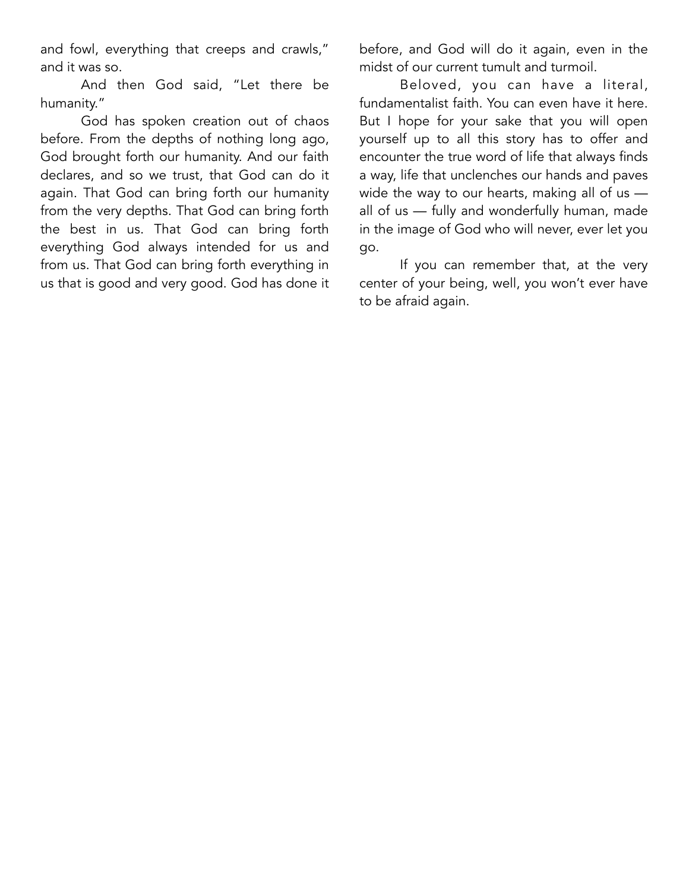and fowl, everything that creeps and crawls," and it was so.

And then God said, "Let there be humanity."

God has spoken creation out of chaos before. From the depths of nothing long ago, God brought forth our humanity. And our faith declares, and so we trust, that God can do it again. That God can bring forth our humanity from the very depths. That God can bring forth the best in us. That God can bring forth everything God always intended for us and from us. That God can bring forth everything in us that is good and very good. God has done it before, and God will do it again, even in the midst of our current tumult and turmoil.

Beloved, you can have a literal, fundamentalist faith. You can even have it here. But I hope for your sake that you will open yourself up to all this story has to offer and encounter the true word of life that always finds a way, life that unclenches our hands and paves wide the way to our hearts, making all of us — all of us — fully and wonderfully human, made in the image of God who will never, ever let you go.

If you can remember that, at the very center of your being, well, you won't ever have to be afraid again.